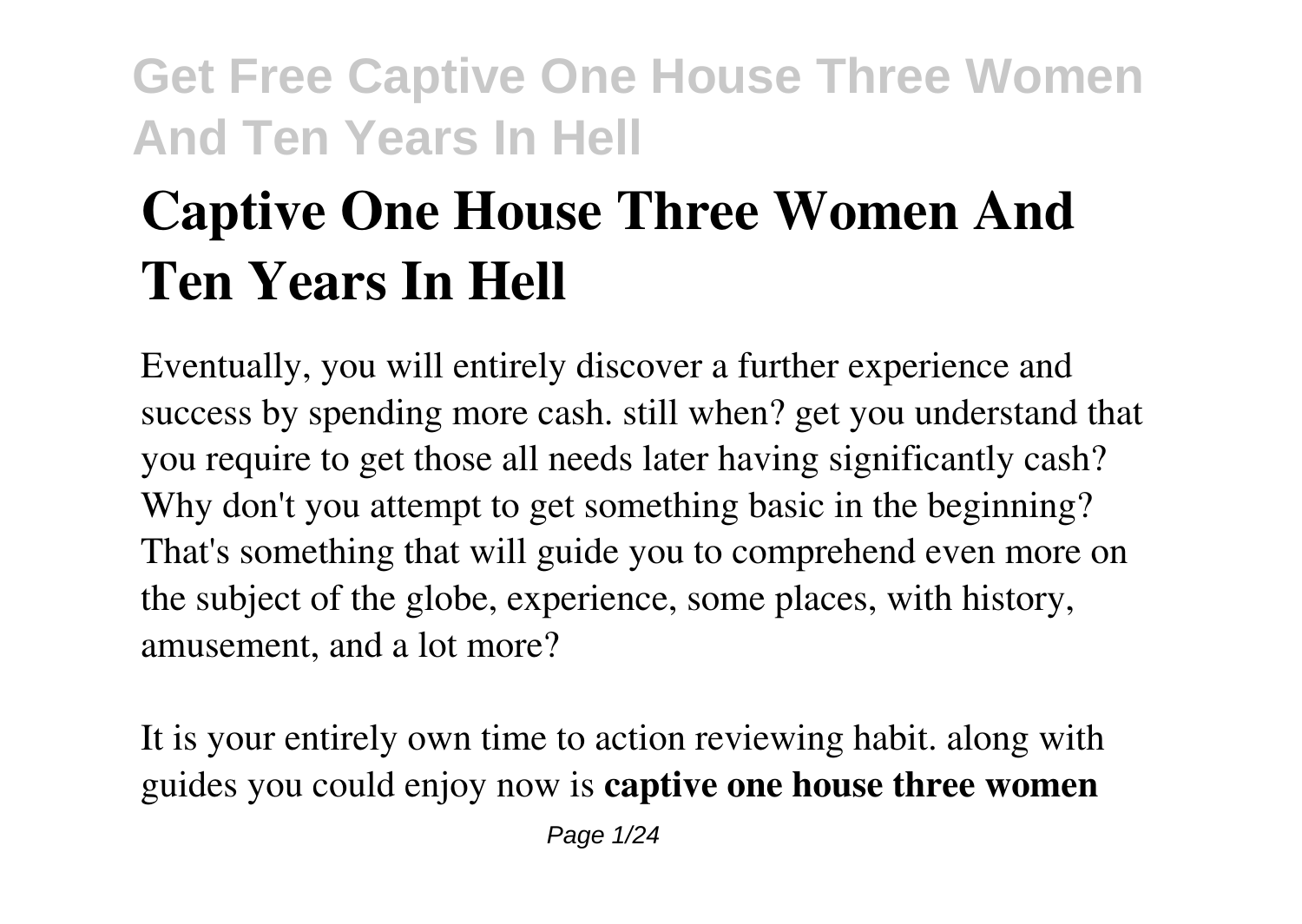# Captive One House Three Women And Ten Years In Hell

Eventually, you will entirely discover a further experience and success by spending more cash. still when? get you understand that you require to get those all needs later having significantly cash? Why don't you attempt to get something basic in the beginning? That's something that will guide you to comprehend even more on the subject of the globe, experience, some places, with history, amusement, and a lot more?

It is your entirely own time to action reviewing habit. along with guides you could enjoy now is **captive one house three women**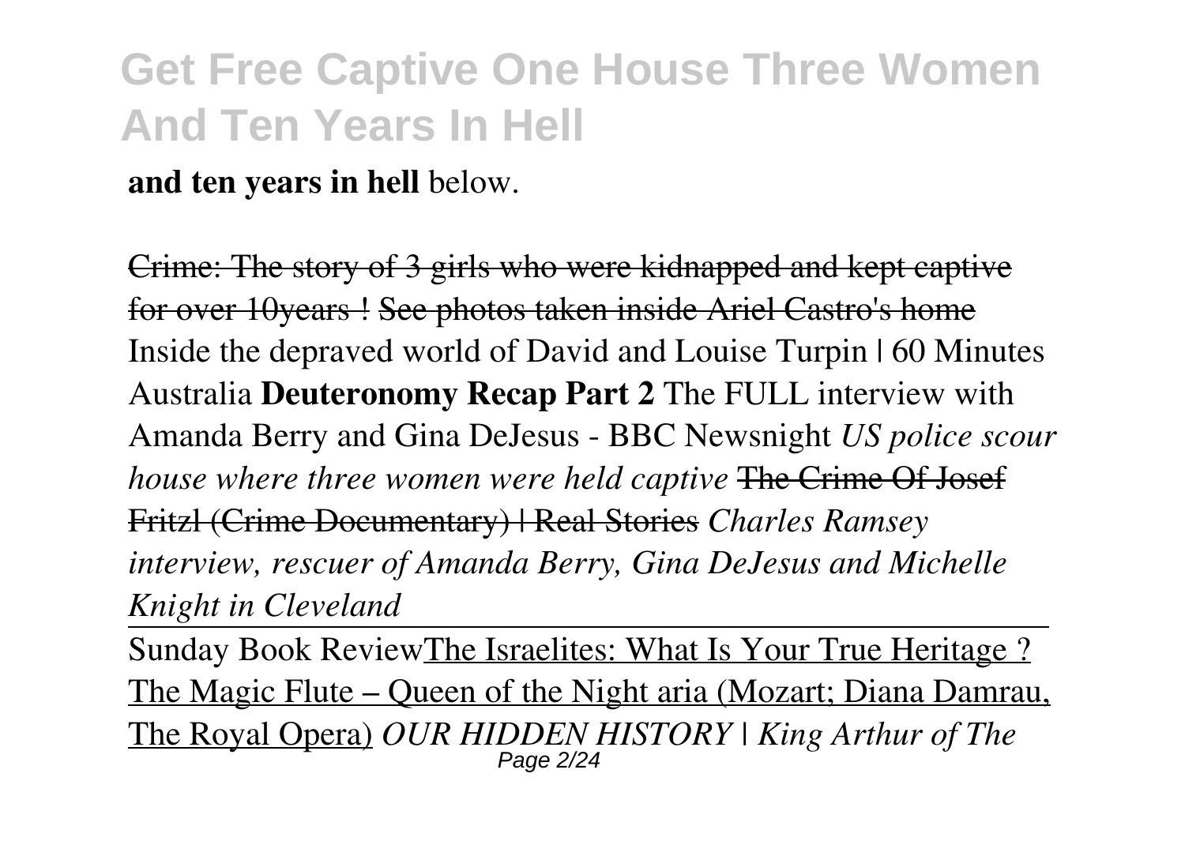**and ten years in hell** below.

~~Crime: The story of 3 girls who were kidnapped and kept captive for over 10years !~~ ~~See photos taken inside Ariel Castro's home~~ Inside the depraved world of David and Louise Turpin | 60 Minutes Australia **Deuteronomy Recap Part 2** The FULL interview with Amanda Berry and Gina DeJesus - BBC Newsnight *US police scour house where three women were held captive* ~~The Crime Of Josef Fritzl (Crime Documentary) | Real Stories~~ *Charles Ramsey interview, rescuer of Amanda Berry, Gina DeJesus and Michelle Knight in Cleveland*

Sunday Book Review The Israelites: What Is Your True Heritage ? The Magic Flute – Queen of the Night aria (Mozart; Diana Damrau, The Royal Opera) *OUR HIDDEN HISTORY | King Arthur of The*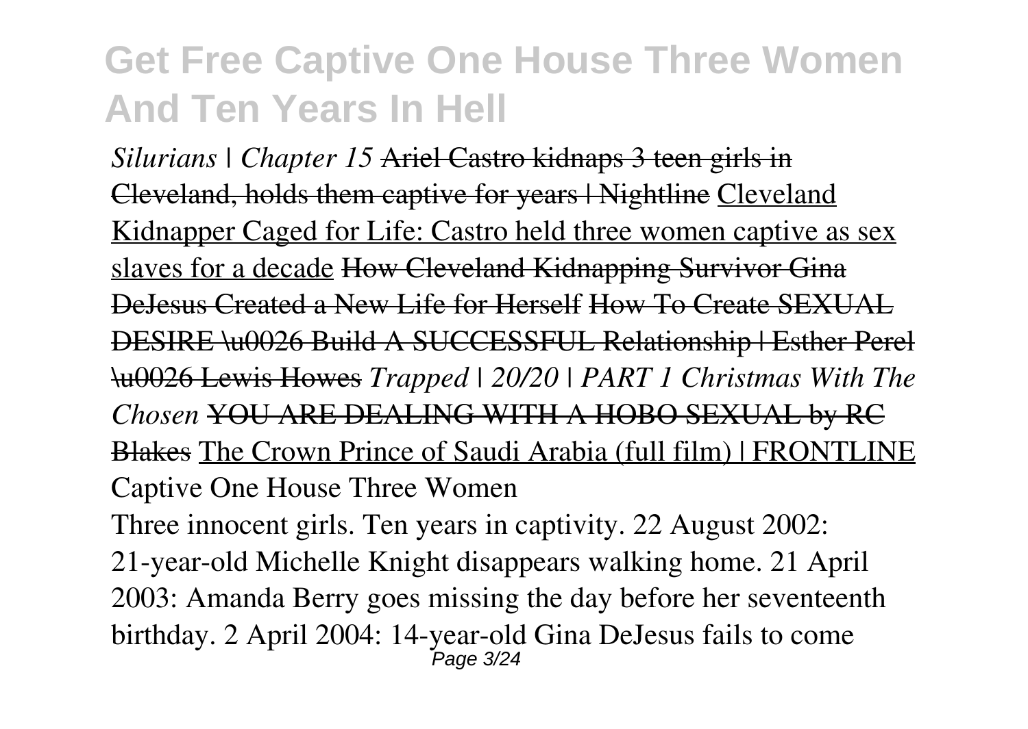*Silurians | Chapter 15* ~~Ariel Castro kidnaps 3 teen girls in Cleveland, holds them captive for years | Nightline~~ Cleveland Kidnapper Caged for Life: Castro held three women captive as sex slaves for a decade ~~How Cleveland Kidnapping Survivor Gina DeJesus Created a New Life for Herself~~ ~~How To Create SEXUAL DESIRE \u0026 Build A SUCCESSFUL Relationship | Esther Perel \u0026 Lewis Howes~~ *Trapped | 20/20 | PART 1 Christmas With The Chosen* ~~YOU ARE DEALING WITH A HOBO SEXUAL by RC Blakes~~ The Crown Prince of Saudi Arabia (full film) | FRONTLINE

## Captive One House Three Women

Three innocent girls. Ten years in captivity. 22 August 2002: 21-year-old Michelle Knight disappears walking home. 21 April 2003: Amanda Berry goes missing the day before her seventeenth birthday. 2 April 2004: 14-year-old Gina DeJesus fails to come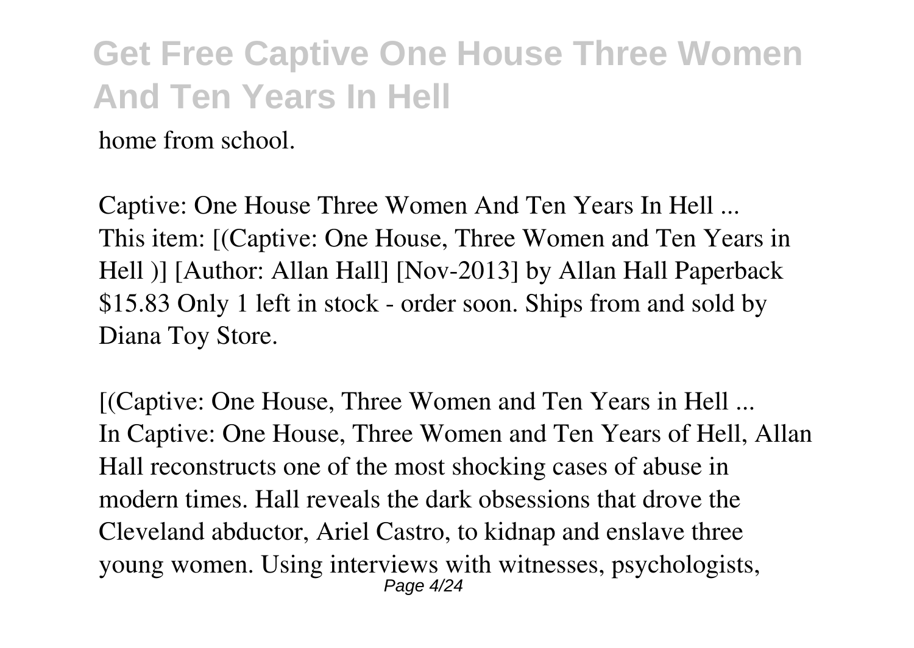home from school.

*Captive: One House Three Women And Ten Years In Hell ...*
This item: [(Captive: One House, Three Women and Ten Years in Hell )] [Author: Allan Hall] [Nov-2013] by Allan Hall Paperback $15.83 Only 1 left in stock - order soon. Ships from and sold by Diana Toy Store.

*[(Captive: One House, Three Women and Ten Years in Hell ...*
In Captive: One House, Three Women and Ten Years of Hell, Allan Hall reconstructs one of the most shocking cases of abuse in modern times. Hall reveals the dark obsessions that drove the Cleveland abductor, Ariel Castro, to kidnap and enslave three young women. Using interviews with witnesses, psychologists,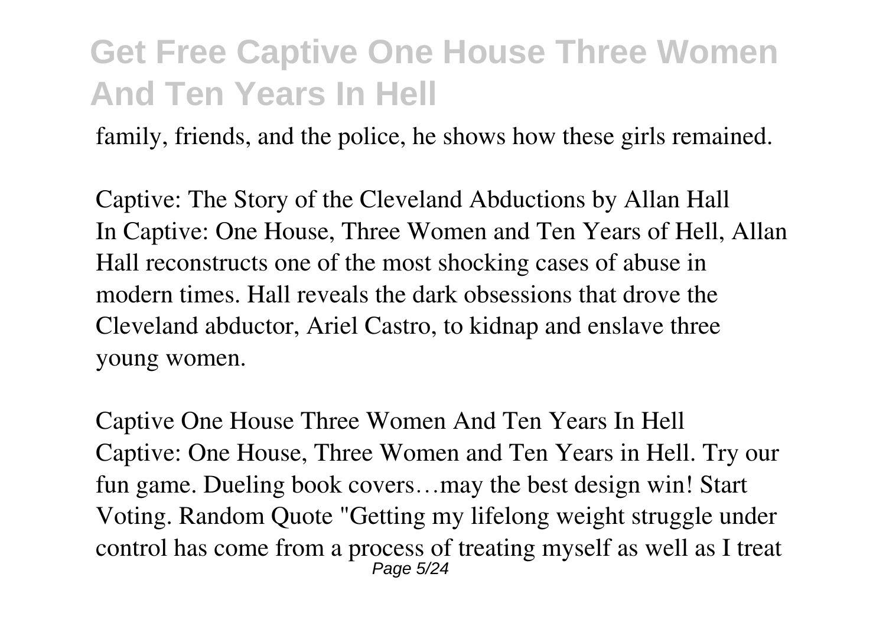family, friends, and the police, he shows how these girls remained.

Captive: The Story of the Cleveland Abductions by Allan Hall
In Captive: One House, Three Women and Ten Years of Hell, Allan Hall reconstructs one of the most shocking cases of abuse in modern times. Hall reveals the dark obsessions that drove the Cleveland abductor, Ariel Castro, to kidnap and enslave three young women.

Captive One House Three Women And Ten Years In Hell
Captive: One House, Three Women and Ten Years in Hell. Try our fun game. Dueling book covers…may the best design win! Start Voting. Random Quote "Getting my lifelong weight struggle under control has come from a process of treating myself as well as I treat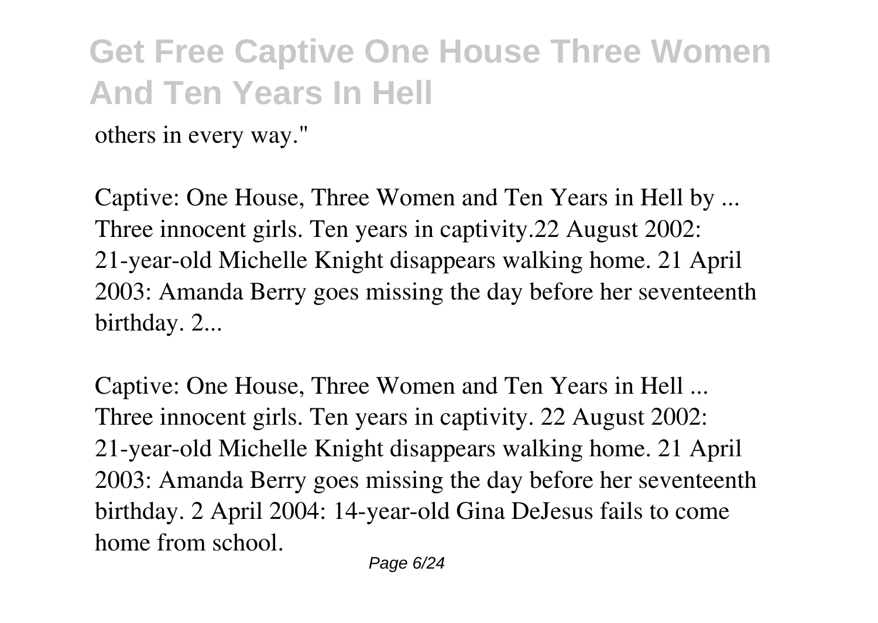others in every way."

Captive: One House, Three Women and Ten Years in Hell by ...
Three innocent girls. Ten years in captivity.22 August 2002: 21-year-old Michelle Knight disappears walking home. 21 April 2003: Amanda Berry goes missing the day before her seventeenth birthday. 2...

Captive: One House, Three Women and Ten Years in Hell ...
Three innocent girls. Ten years in captivity. 22 August 2002: 21-year-old Michelle Knight disappears walking home. 21 April 2003: Amanda Berry goes missing the day before her seventeenth birthday. 2 April 2004: 14-year-old Gina DeJesus fails to come home from school.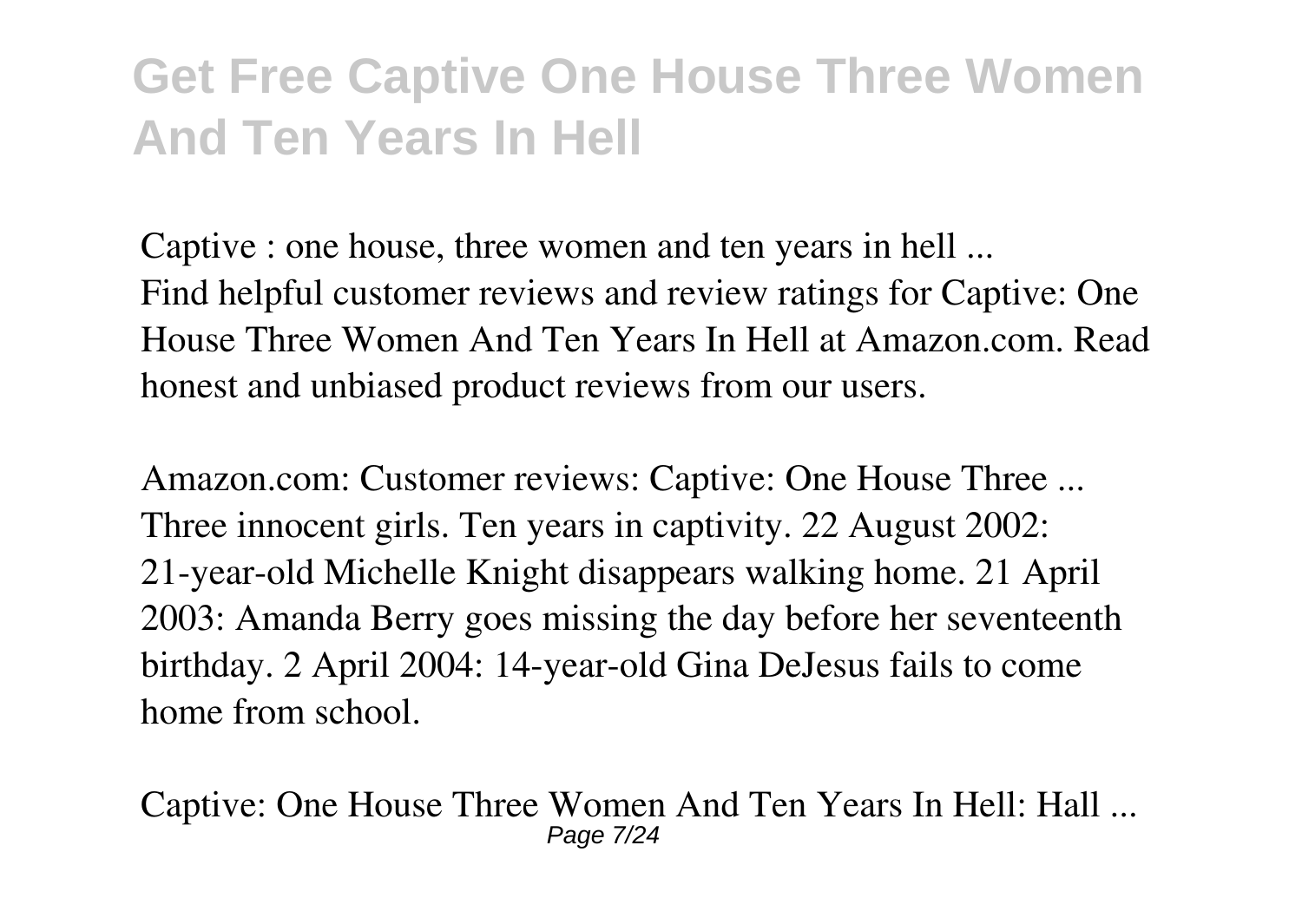Captive : one house, three women and ten years in hell ...
Find helpful customer reviews and review ratings for Captive: One House Three Women And Ten Years In Hell at Amazon.com. Read honest and unbiased product reviews from our users.

Amazon.com: Customer reviews: Captive: One House Three ...
Three innocent girls. Ten years in captivity. 22 August 2002: 21-year-old Michelle Knight disappears walking home. 21 April 2003: Amanda Berry goes missing the day before her seventeenth birthday. 2 April 2004: 14-year-old Gina DeJesus fails to come home from school.

Captive: One House Three Women And Ten Years In Hell: Hall ...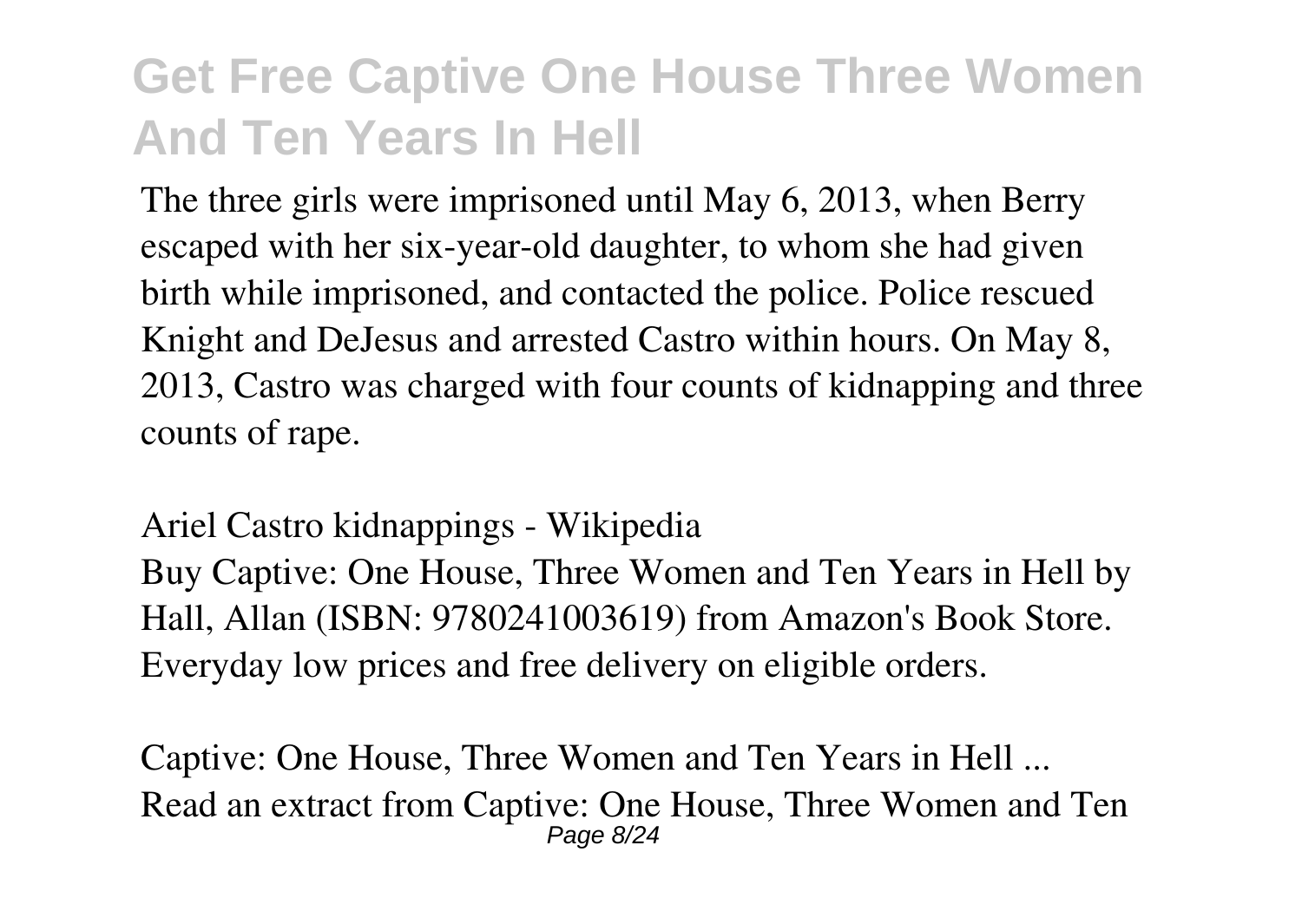The three girls were imprisoned until May 6, 2013, when Berry escaped with her six-year-old daughter, to whom she had given birth while imprisoned, and contacted the police. Police rescued Knight and DeJesus and arrested Castro within hours. On May 8, 2013, Castro was charged with four counts of kidnapping and three counts of rape.

Ariel Castro kidnappings - Wikipedia

Buy Captive: One House, Three Women and Ten Years in Hell by Hall, Allan (ISBN: 9780241003619) from Amazon's Book Store. Everyday low prices and free delivery on eligible orders.

Captive: One House, Three Women and Ten Years in Hell ...

Read an extract from Captive: One House, Three Women and Ten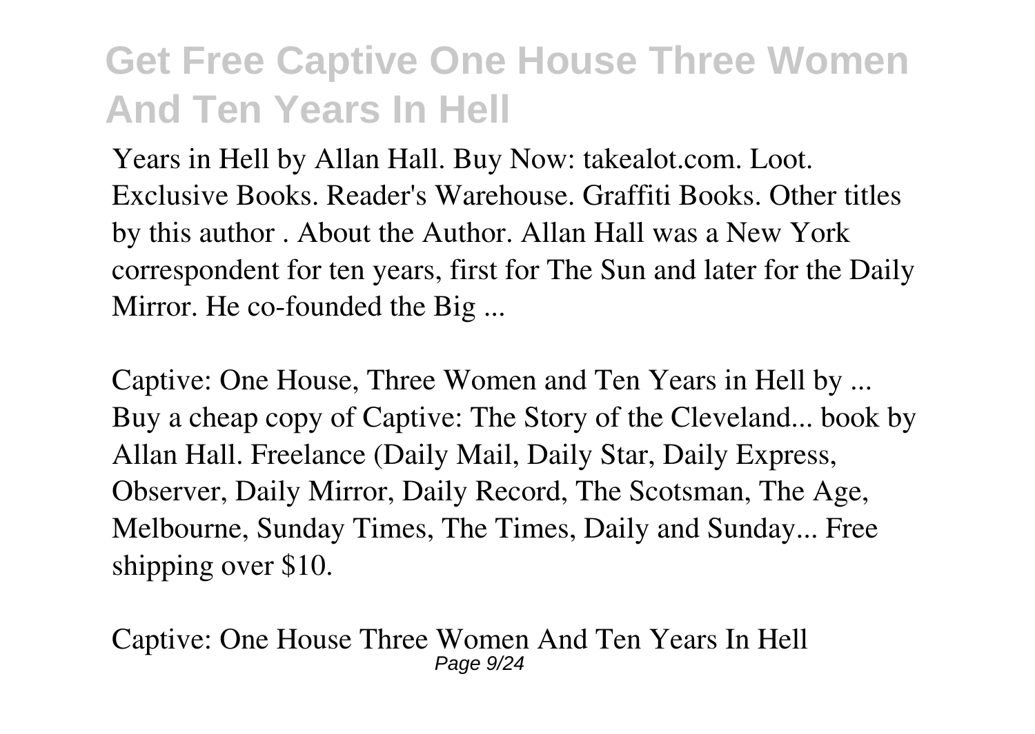Years in Hell by Allan Hall. Buy Now: takealot.com. Loot. Exclusive Books. Reader's Warehouse. Graffiti Books. Other titles by this author . About the Author. Allan Hall was a New York correspondent for ten years, first for The Sun and later for the Daily Mirror. He co-founded the Big ...

Captive: One House, Three Women and Ten Years in Hell by ...
Buy a cheap copy of Captive: The Story of the Cleveland... book by Allan Hall. Freelance (Daily Mail, Daily Star, Daily Express, Observer, Daily Mirror, Daily Record, The Scotsman, The Age, Melbourne, Sunday Times, The Times, Daily and Sunday... Free shipping over $10.

Captive: One House Three Women And Ten Years In Hell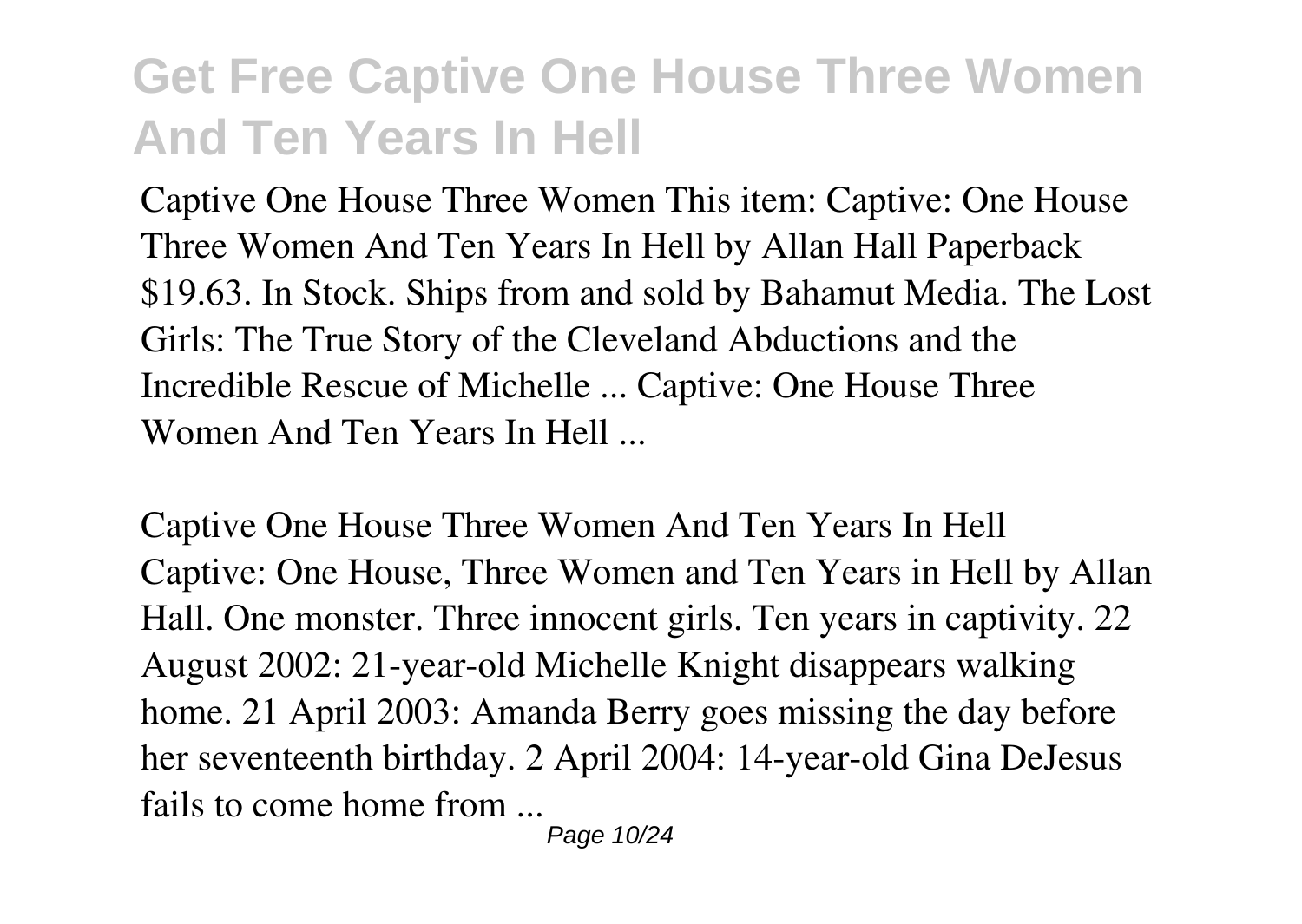Captive One House Three Women This item: Captive: One House Three Women And Ten Years In Hell by Allan Hall Paperback $19.63. In Stock. Ships from and sold by Bahamut Media. The Lost Girls: The True Story of the Cleveland Abductions and the Incredible Rescue of Michelle ... Captive: One House Three Women And Ten Years In Hell ...

Captive One House Three Women And Ten Years In Hell
Captive: One House, Three Women and Ten Years in Hell by Allan Hall. One monster. Three innocent girls. Ten years in captivity. 22 August 2002: 21-year-old Michelle Knight disappears walking home. 21 April 2003: Amanda Berry goes missing the day before her seventeenth birthday. 2 April 2004: 14-year-old Gina DeJesus fails to come home from ...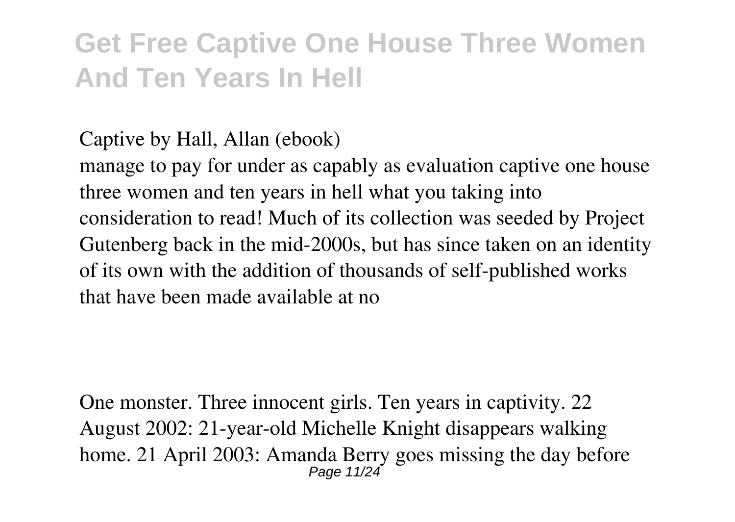Captive by Hall, Allan (ebook)

manage to pay for under as capably as evaluation captive one house three women and ten years in hell what you taking into consideration to read! Much of its collection was seeded by Project Gutenberg back in the mid-2000s, but has since taken on an identity of its own with the addition of thousands of self-published works that have been made available at no

One monster. Three innocent girls. Ten years in captivity. 22 August 2002: 21-year-old Michelle Knight disappears walking home. 21 April 2003: Amanda Berry goes missing the day before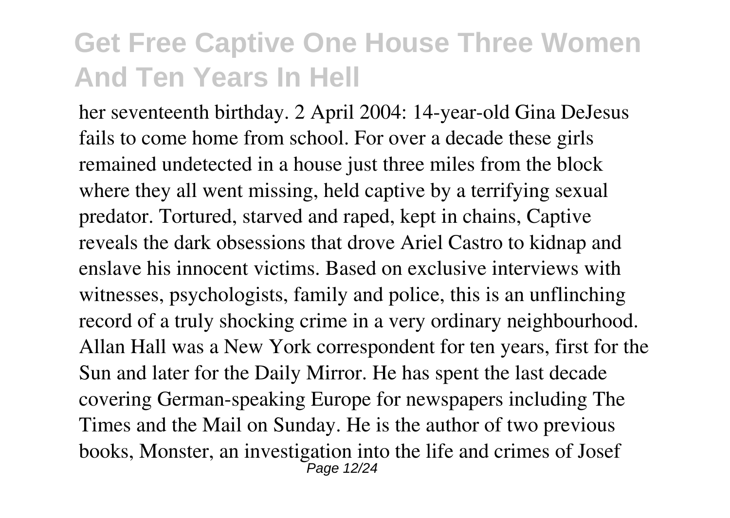her seventeenth birthday. 2 April 2004: 14-year-old Gina DeJesus fails to come home from school. For over a decade these girls remained undetected in a house just three miles from the block where they all went missing, held captive by a terrifying sexual predator. Tortured, starved and raped, kept in chains, Captive reveals the dark obsessions that drove Ariel Castro to kidnap and enslave his innocent victims. Based on exclusive interviews with witnesses, psychologists, family and police, this is an unflinching record of a truly shocking crime in a very ordinary neighbourhood. Allan Hall was a New York correspondent for ten years, first for the Sun and later for the Daily Mirror. He has spent the last decade covering German-speaking Europe for newspapers including The Times and the Mail on Sunday. He is the author of two previous books, Monster, an investigation into the life and crimes of Josef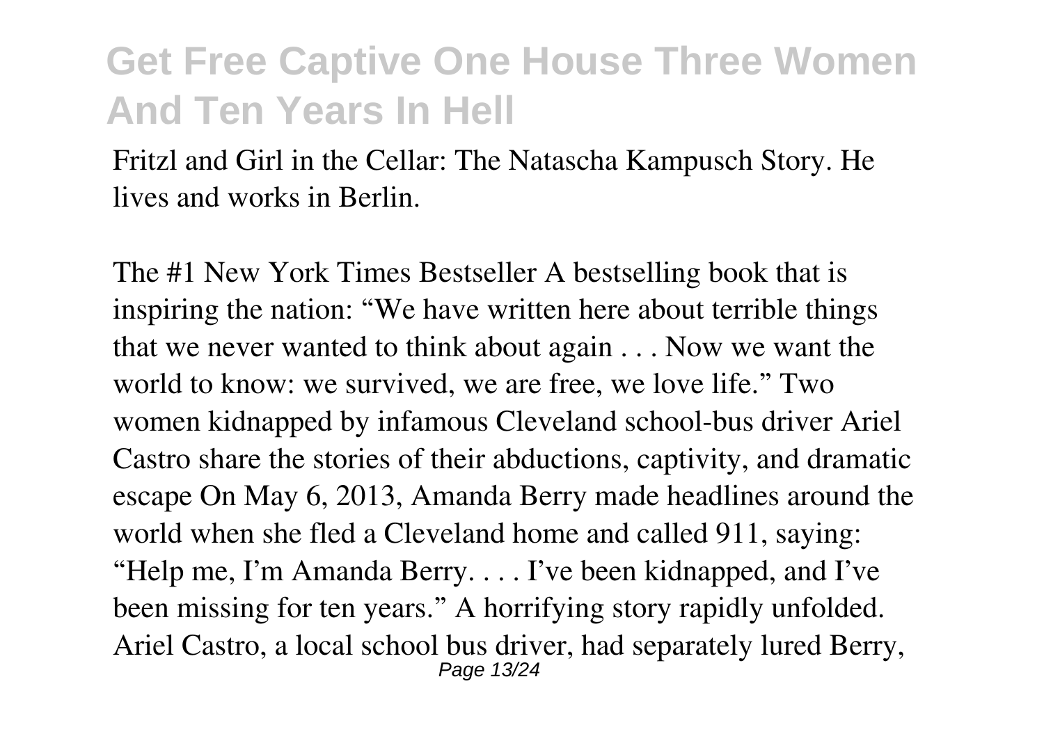Fritzl and Girl in the Cellar: The Natascha Kampusch Story. He lives and works in Berlin.

The #1 New York Times Bestseller A bestselling book that is inspiring the nation: "We have written here about terrible things that we never wanted to think about again . . . Now we want the world to know: we survived, we are free, we love life." Two women kidnapped by infamous Cleveland school-bus driver Ariel Castro share the stories of their abductions, captivity, and dramatic escape On May 6, 2013, Amanda Berry made headlines around the world when she fled a Cleveland home and called 911, saying: "Help me, I'm Amanda Berry. . . . I've been kidnapped, and I've been missing for ten years." A horrifying story rapidly unfolded. Ariel Castro, a local school bus driver, had separately lured Berry,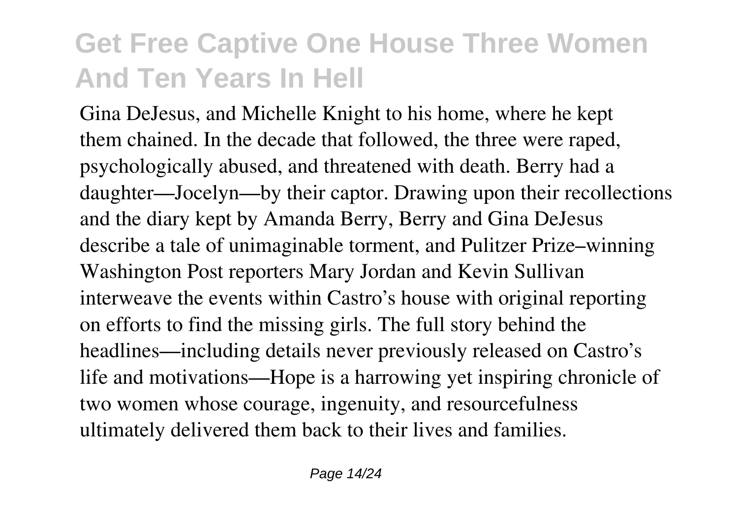Gina DeJesus, and Michelle Knight to his home, where he kept them chained. In the decade that followed, the three were raped, psychologically abused, and threatened with death. Berry had a daughter—Jocelyn—by their captor. Drawing upon their recollections and the diary kept by Amanda Berry, Berry and Gina DeJesus describe a tale of unimaginable torment, and Pulitzer Prize–winning Washington Post reporters Mary Jordan and Kevin Sullivan interweave the events within Castro's house with original reporting on efforts to find the missing girls. The full story behind the headlines—including details never previously released on Castro's life and motivations—Hope is a harrowing yet inspiring chronicle of two women whose courage, ingenuity, and resourcefulness ultimately delivered them back to their lives and families.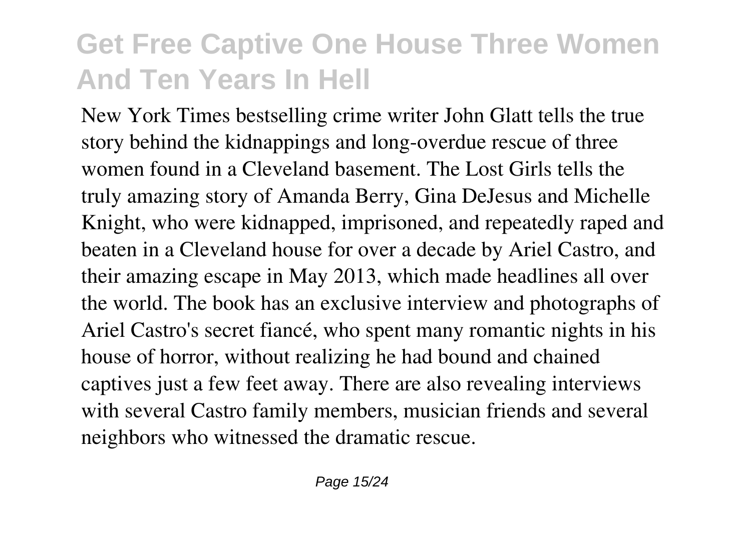New York Times bestselling crime writer John Glatt tells the true story behind the kidnappings and long-overdue rescue of three women found in a Cleveland basement. The Lost Girls tells the truly amazing story of Amanda Berry, Gina DeJesus and Michelle Knight, who were kidnapped, imprisoned, and repeatedly raped and beaten in a Cleveland house for over a decade by Ariel Castro, and their amazing escape in May 2013, which made headlines all over the world. The book has an exclusive interview and photographs of Ariel Castro's secret fiancé, who spent many romantic nights in his house of horror, without realizing he had bound and chained captives just a few feet away. There are also revealing interviews with several Castro family members, musician friends and several neighbors who witnessed the dramatic rescue.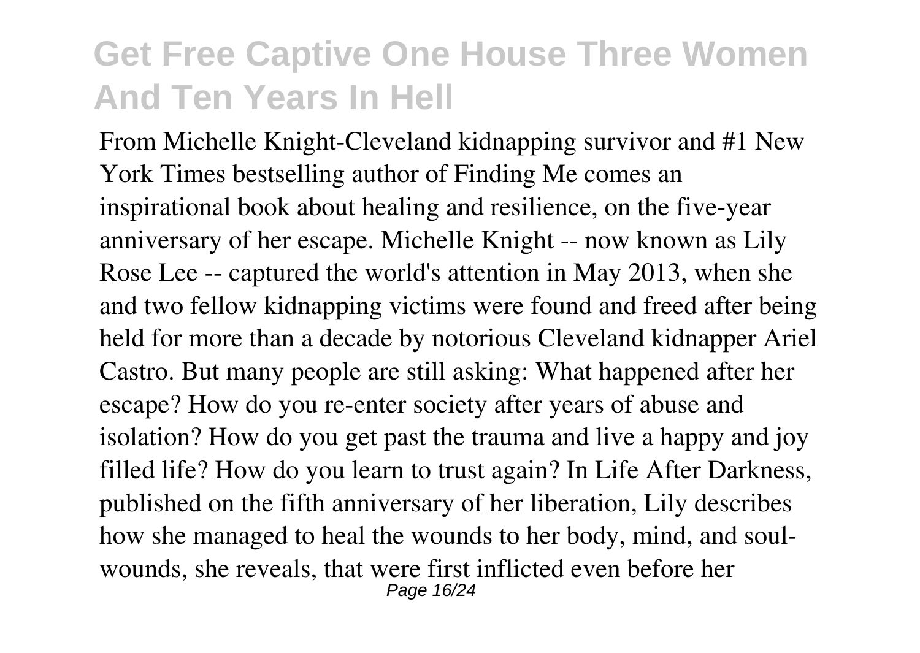## Get Free Captive One House Three Women And Ten Years In Hell

From Michelle Knight-Cleveland kidnapping survivor and #1 New York Times bestselling author of Finding Me comes an inspirational book about healing and resilience, on the five-year anniversary of her escape. Michelle Knight -- now known as Lily Rose Lee -- captured the world's attention in May 2013, when she and two fellow kidnapping victims were found and freed after being held for more than a decade by notorious Cleveland kidnapper Ariel Castro. But many people are still asking: What happened after her escape? How do you re-enter society after years of abuse and isolation? How do you get past the trauma and live a happy and joy filled life? How do you learn to trust again? In Life After Darkness, published on the fifth anniversary of her liberation, Lily describes how she managed to heal the wounds to her body, mind, and soul-wounds, she reveals, that were first inflicted even before her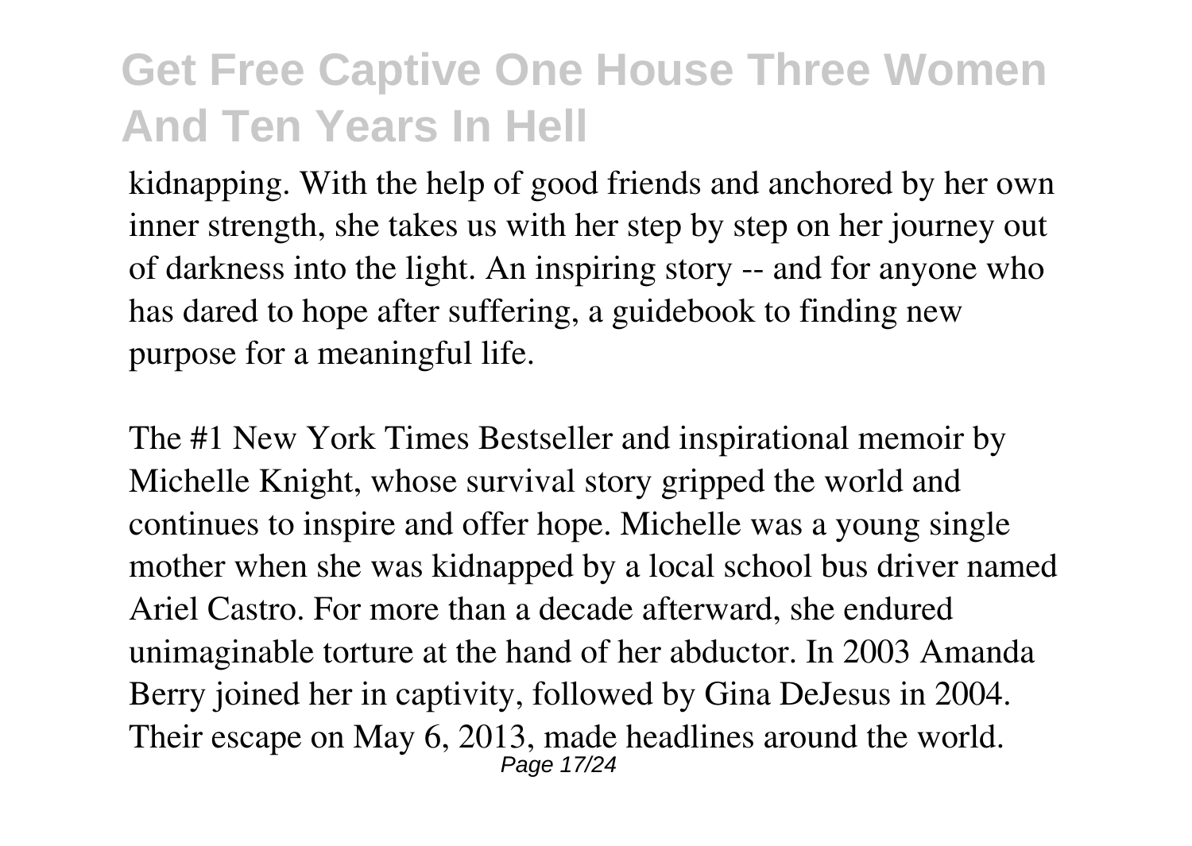kidnapping. With the help of good friends and anchored by her own inner strength, she takes us with her step by step on her journey out of darkness into the light. An inspiring story -- and for anyone who has dared to hope after suffering, a guidebook to finding new purpose for a meaningful life.

The #1 New York Times Bestseller and inspirational memoir by Michelle Knight, whose survival story gripped the world and continues to inspire and offer hope. Michelle was a young single mother when she was kidnapped by a local school bus driver named Ariel Castro. For more than a decade afterward, she endured unimaginable torture at the hand of her abductor. In 2003 Amanda Berry joined her in captivity, followed by Gina DeJesus in 2004. Their escape on May 6, 2013, made headlines around the world.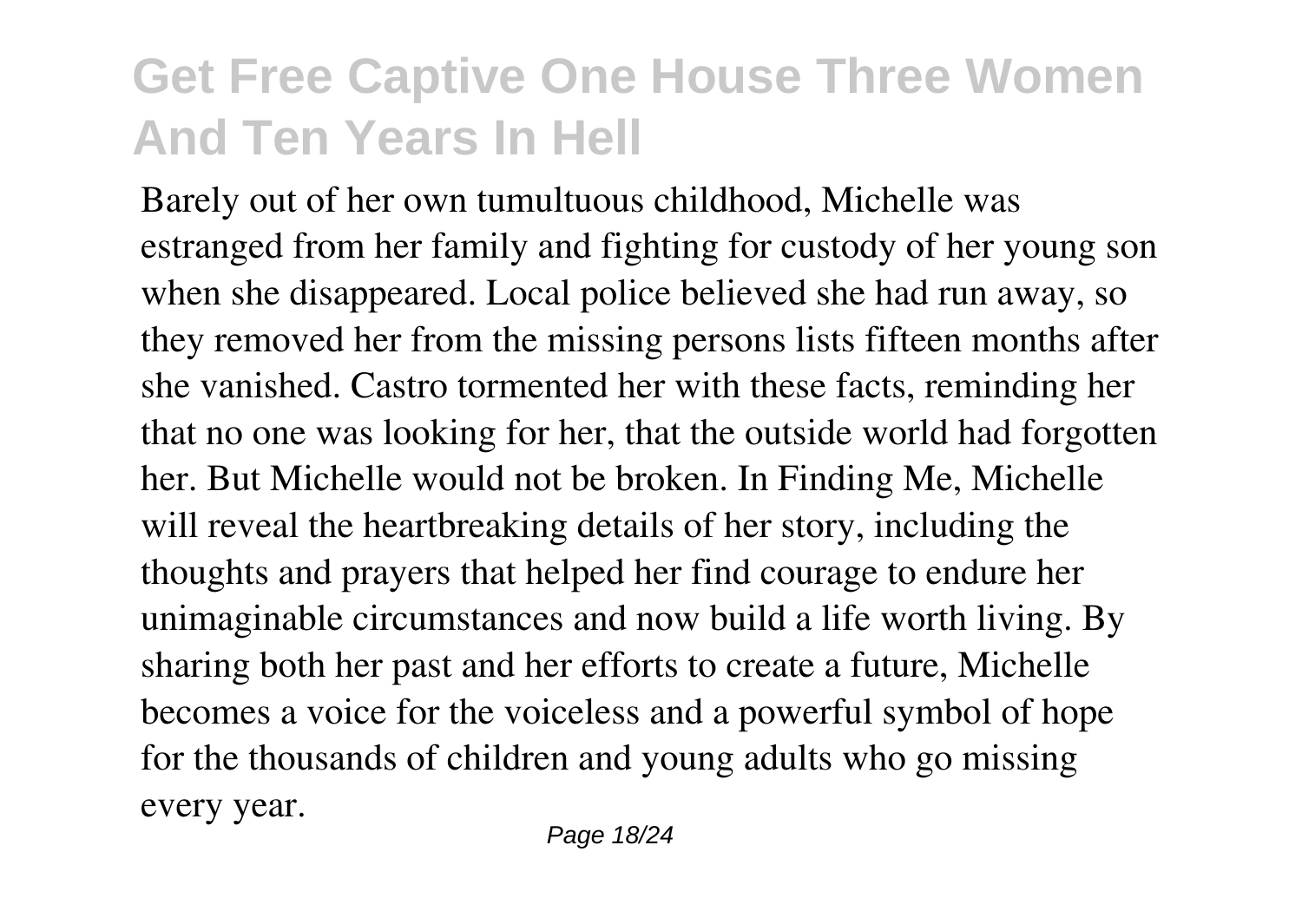Barely out of her own tumultuous childhood, Michelle was estranged from her family and fighting for custody of her young son when she disappeared. Local police believed she had run away, so they removed her from the missing persons lists fifteen months after she vanished. Castro tormented her with these facts, reminding her that no one was looking for her, that the outside world had forgotten her. But Michelle would not be broken. In Finding Me, Michelle will reveal the heartbreaking details of her story, including the thoughts and prayers that helped her find courage to endure her unimaginable circumstances and now build a life worth living. By sharing both her past and her efforts to create a future, Michelle becomes a voice for the voiceless and a powerful symbol of hope for the thousands of children and young adults who go missing every year.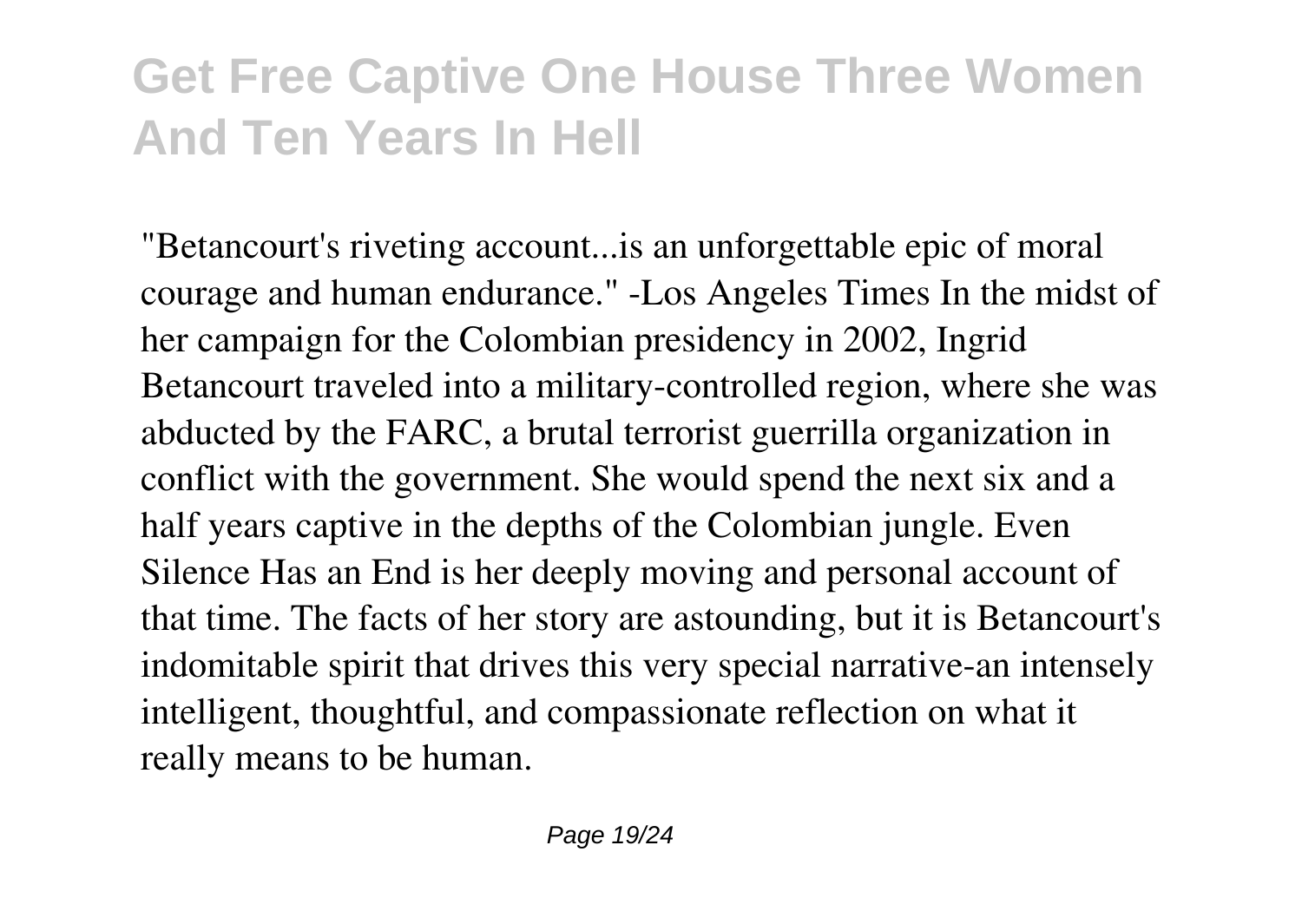"Betancourt's riveting account...is an unforgettable epic of moral courage and human endurance." -Los Angeles Times In the midst of her campaign for the Colombian presidency in 2002, Ingrid Betancourt traveled into a military-controlled region, where she was abducted by the FARC, a brutal terrorist guerrilla organization in conflict with the government. She would spend the next six and a half years captive in the depths of the Colombian jungle. Even Silence Has an End is her deeply moving and personal account of that time. The facts of her story are astounding, but it is Betancourt's indomitable spirit that drives this very special narrative-an intensely intelligent, thoughtful, and compassionate reflection on what it really means to be human.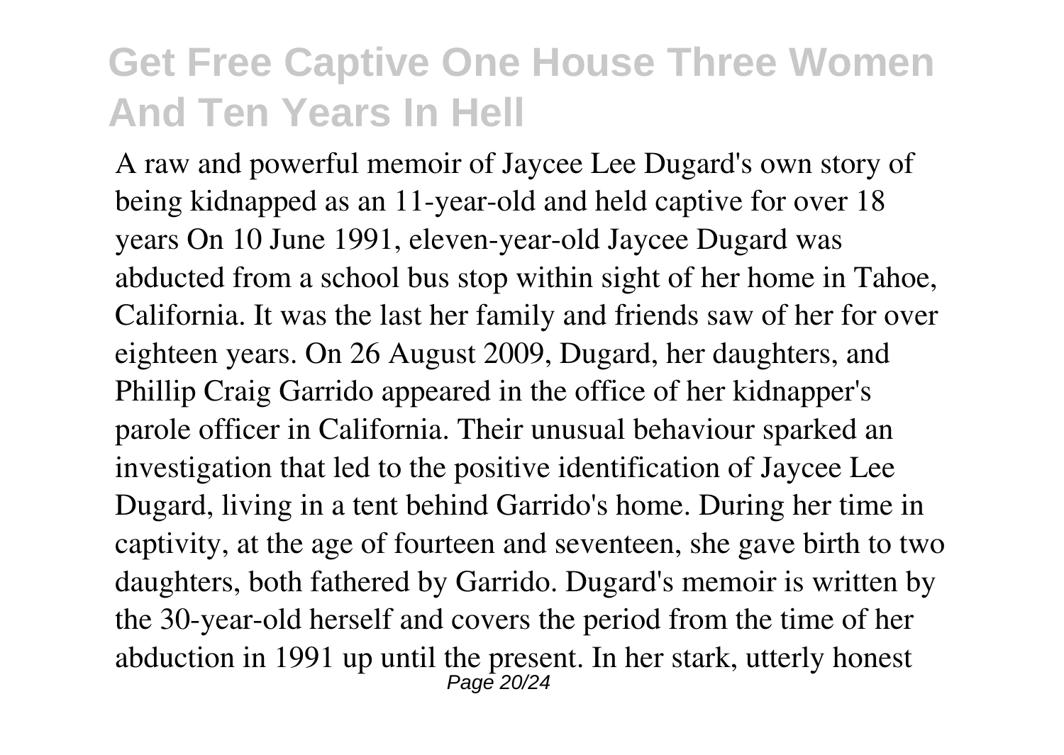A raw and powerful memoir of Jaycee Lee Dugard's own story of being kidnapped as an 11-year-old and held captive for over 18 years On 10 June 1991, eleven-year-old Jaycee Dugard was abducted from a school bus stop within sight of her home in Tahoe, California. It was the last her family and friends saw of her for over eighteen years. On 26 August 2009, Dugard, her daughters, and Phillip Craig Garrido appeared in the office of her kidnapper's parole officer in California. Their unusual behaviour sparked an investigation that led to the positive identification of Jaycee Lee Dugard, living in a tent behind Garrido's home. During her time in captivity, at the age of fourteen and seventeen, she gave birth to two daughters, both fathered by Garrido. Dugard's memoir is written by the 30-year-old herself and covers the period from the time of her abduction in 1991 up until the present. In her stark, utterly honest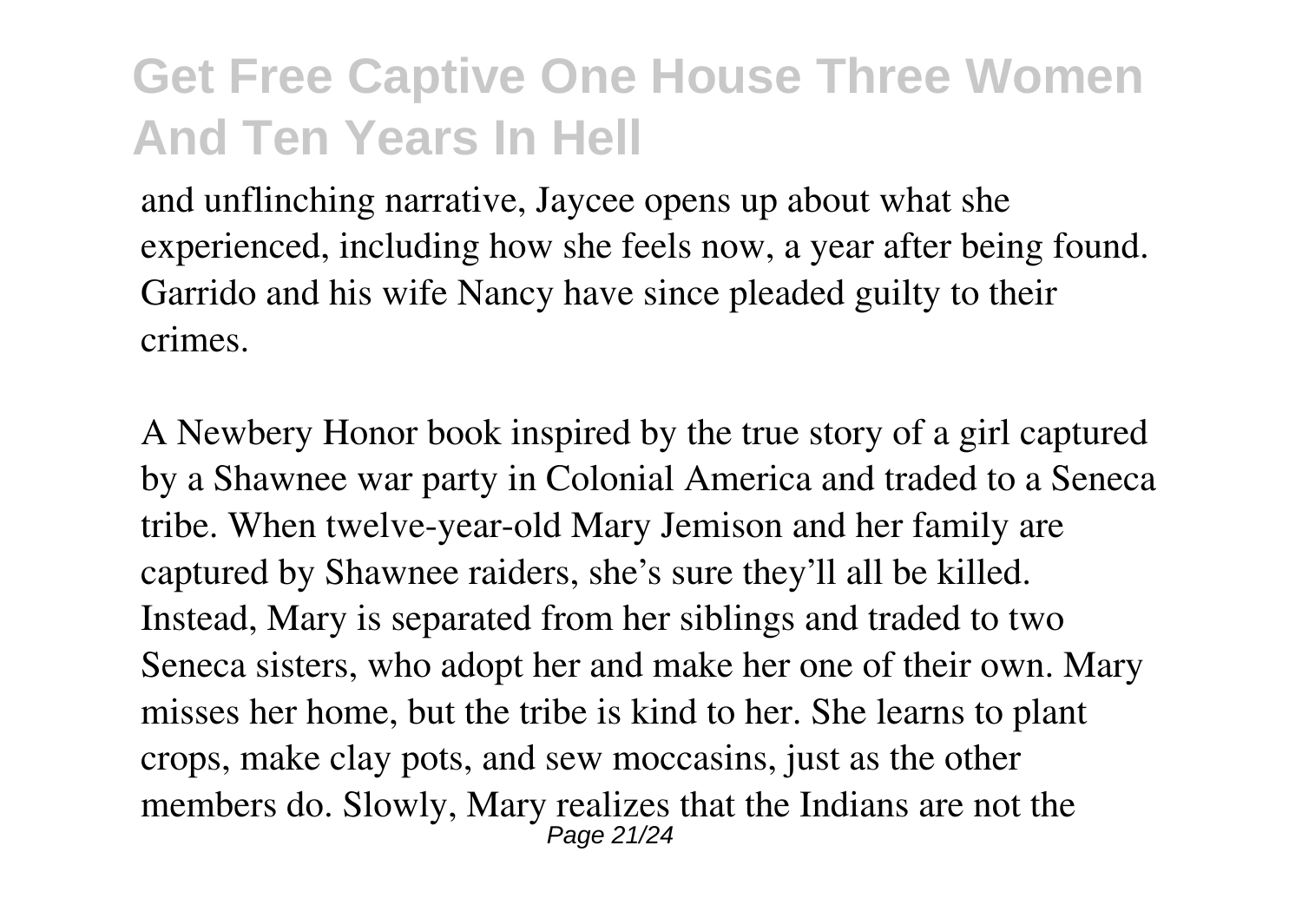and unflinching narrative, Jaycee opens up about what she experienced, including how she feels now, a year after being found. Garrido and his wife Nancy have since pleaded guilty to their crimes.

A Newbery Honor book inspired by the true story of a girl captured by a Shawnee war party in Colonial America and traded to a Seneca tribe. When twelve-year-old Mary Jemison and her family are captured by Shawnee raiders, she's sure they'll all be killed. Instead, Mary is separated from her siblings and traded to two Seneca sisters, who adopt her and make her one of their own. Mary misses her home, but the tribe is kind to her. She learns to plant crops, make clay pots, and sew moccasins, just as the other members do. Slowly, Mary realizes that the Indians are not the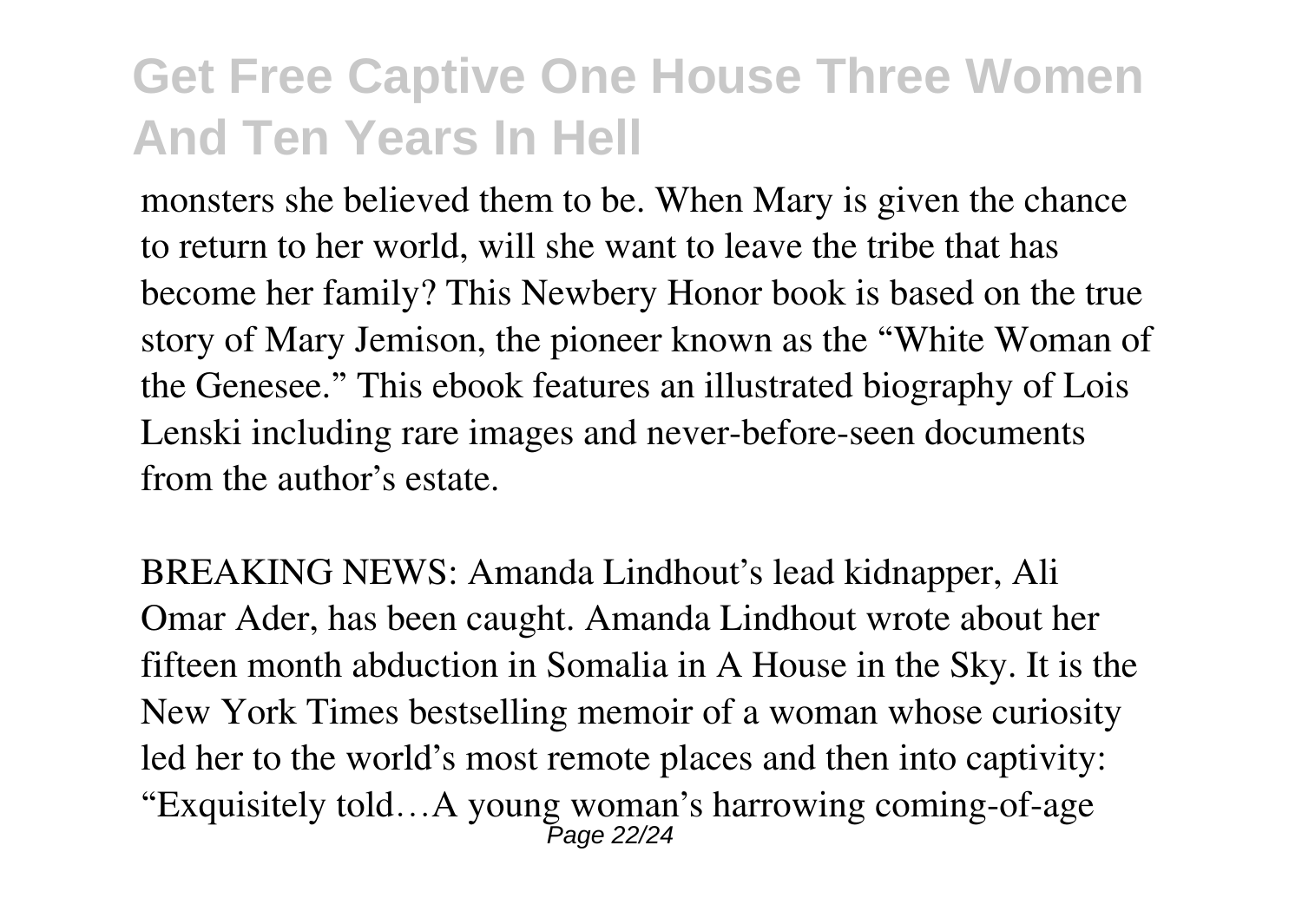monsters she believed them to be. When Mary is given the chance to return to her world, will she want to leave the tribe that has become her family? This Newbery Honor book is based on the true story of Mary Jemison, the pioneer known as the "White Woman of the Genesee." This ebook features an illustrated biography of Lois Lenski including rare images and never-before-seen documents from the author's estate.

BREAKING NEWS: Amanda Lindhout's lead kidnapper, Ali Omar Ader, has been caught. Amanda Lindhout wrote about her fifteen month abduction in Somalia in A House in the Sky. It is the New York Times bestselling memoir of a woman whose curiosity led her to the world's most remote places and then into captivity: "Exquisitely told…A young woman's harrowing coming-of-age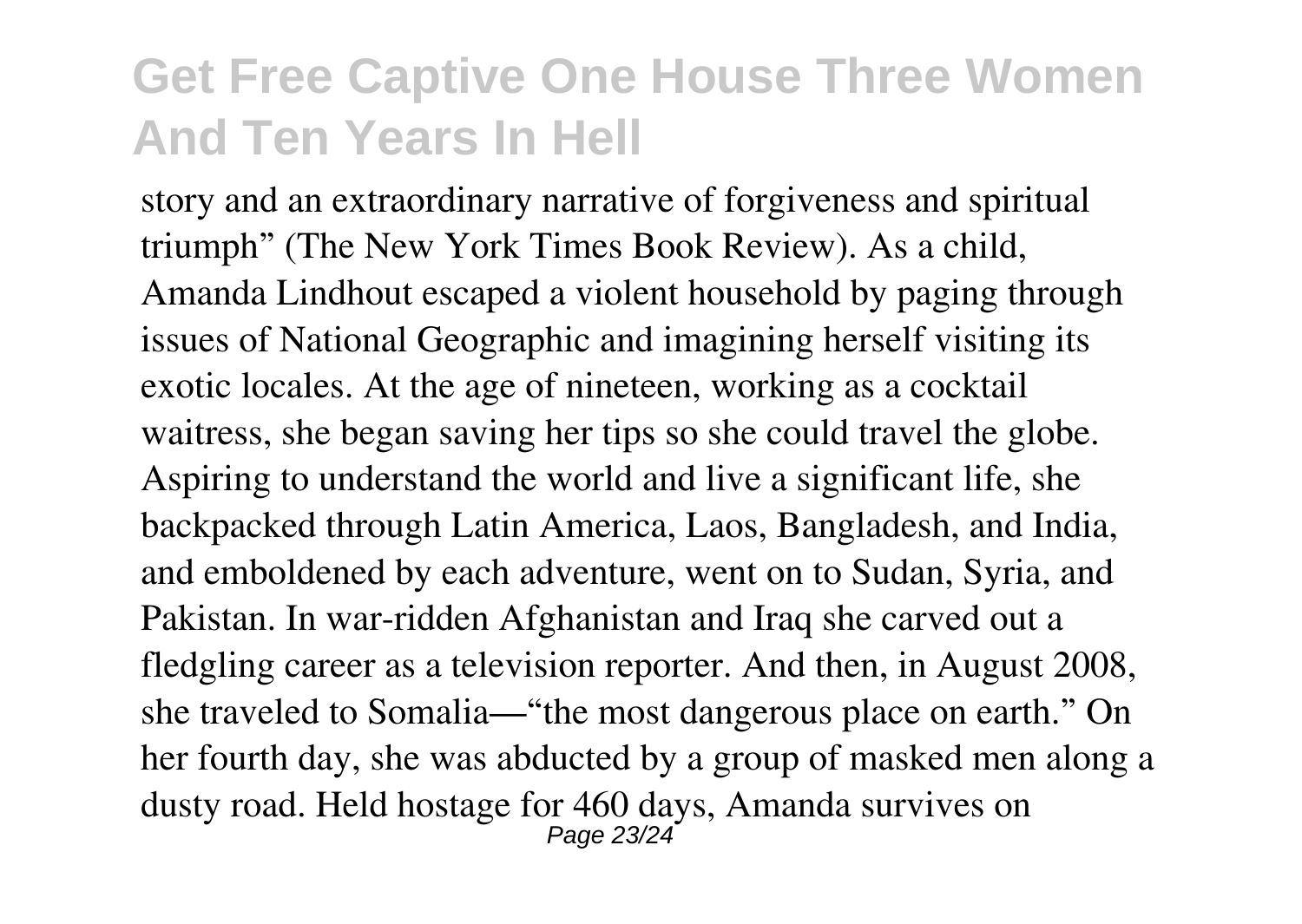story and an extraordinary narrative of forgiveness and spiritual triumph" (The New York Times Book Review). As a child, Amanda Lindhout escaped a violent household by paging through issues of National Geographic and imagining herself visiting its exotic locales. At the age of nineteen, working as a cocktail waitress, she began saving her tips so she could travel the globe. Aspiring to understand the world and live a significant life, she backpacked through Latin America, Laos, Bangladesh, and India, and emboldened by each adventure, went on to Sudan, Syria, and Pakistan. In war-ridden Afghanistan and Iraq she carved out a fledgling career as a television reporter. And then, in August 2008, she traveled to Somalia—"the most dangerous place on earth." On her fourth day, she was abducted by a group of masked men along a dusty road. Held hostage for 460 days, Amanda survives on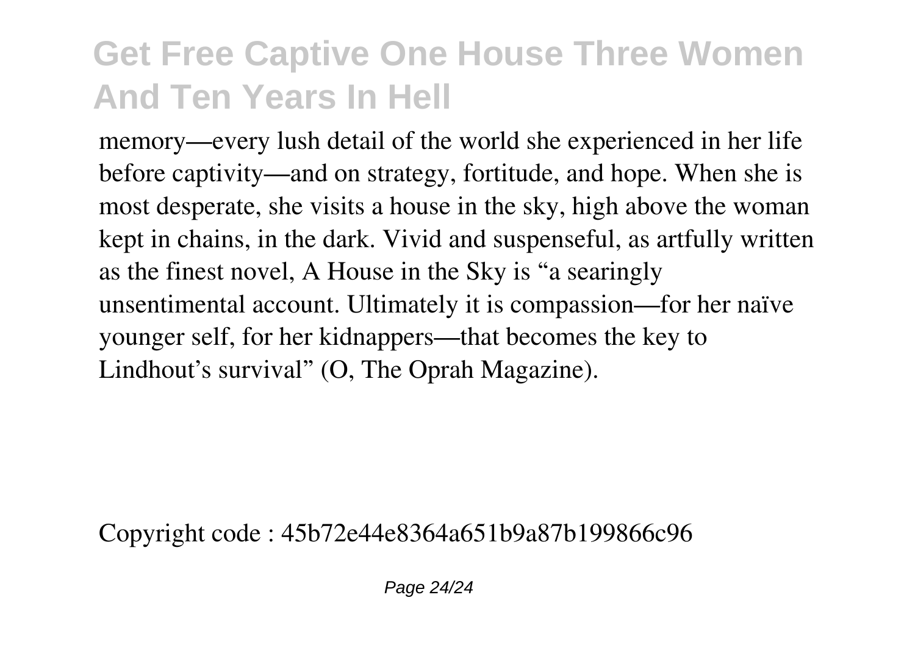memory—every lush detail of the world she experienced in her life before captivity—and on strategy, fortitude, and hope. When she is most desperate, she visits a house in the sky, high above the woman kept in chains, in the dark. Vivid and suspenseful, as artfully written as the finest novel, A House in the Sky is "a searingly unsentimental account. Ultimately it is compassion—for her naïve younger self, for her kidnappers—that becomes the key to Lindhout's survival" (O, The Oprah Magazine).

Copyright code : 45b72e44e8364a651b9a87b199866c96